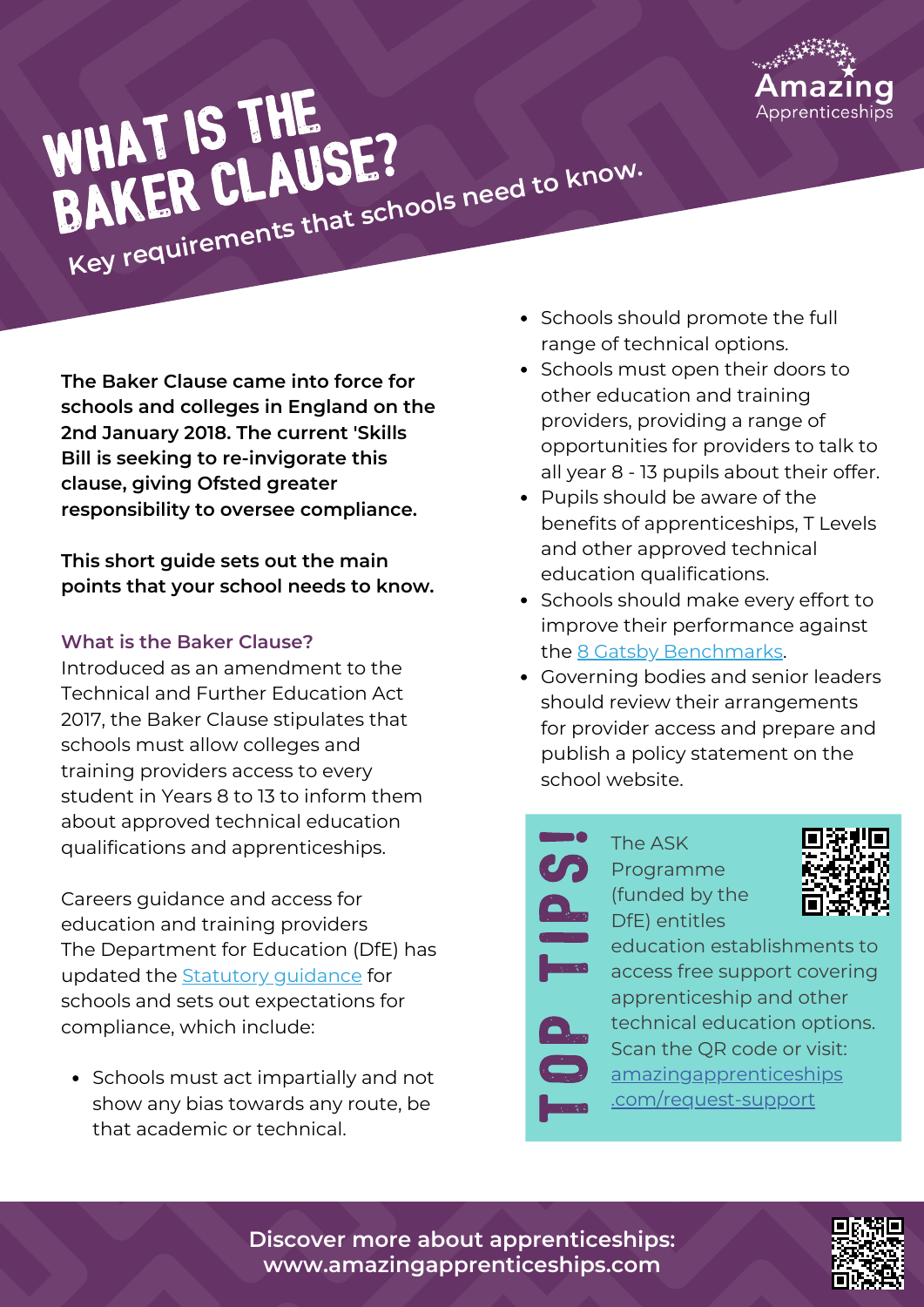# WHAT IS THE BAKER CLAUSE?

## Key requirements that schools need to know.

Amazing Apprenticeships

**The Baker Clause came into force for schools and colleges in England on the 2nd January 2018. The current 'Skills Bill is seeking to re-invigorate this clause, giving Ofsted greater responsibility to oversee compliance.**

**This short guide sets out the main points that your school needs to know.**

### What is the Baker Clause?

Introduced as an amendment to the Technical and Further Education Act 2017, the Baker Clause stipulates that schools must allow colleges and training providers access to every student in Years 8 to 13 to inform them about approved technical education qualifications and apprenticeships.

Careers guidance and access for education and training providers
The Department for Education (DfE) has updated the [Statutory guidance]() for schools and sets out expectations for compliance, which include:

- Schools must act impartially and not show any bias towards any route, be that academic or technical.
- Schools should promote the full range of technical options.
- Schools must open their doors to other education and training providers, providing a range of opportunities for providers to talk to all year 8 - 13 pupils about their offer.
- Pupils should be aware of the benefits of apprenticeships, T Levels and other approved technical education qualifications.
- Schools should make every effort to improve their performance against the [8 Gatsby Benchmarks]().
- Governing bodies and senior leaders should review their arrangements for provider access and prepare and publish a policy statement on the school website.

**TOP TIPS!**

The ASK Programme (funded by the DfE) entitles education establishments to access free support covering apprenticeship and other technical education options. Scan the QR code or visit: [amazingapprenticeships.com/request-support]()

**Discover more about apprenticeships: www.amazingapprenticeships.com**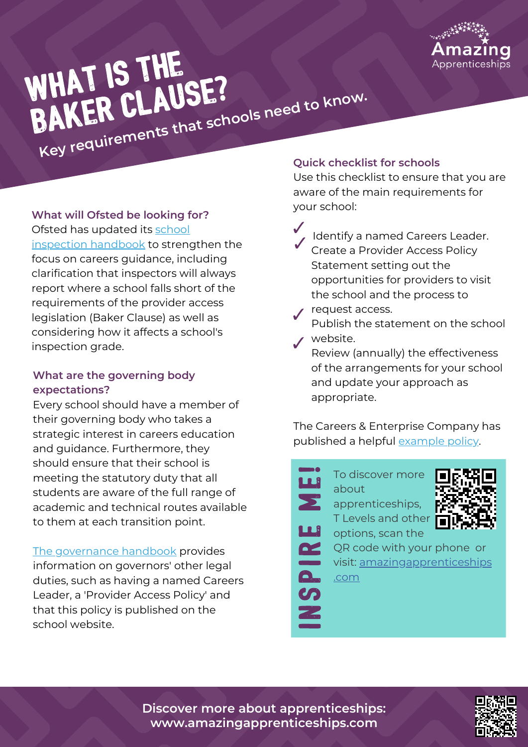# WHAT IS THE BAKER CLAUSE?

Key requirements that schools need to know.

Amazing Apprenticeships

### What will Ofsted be looking for?

Ofsted has updated its school inspection handbook to strengthen the focus on careers guidance, including clarification that inspectors will always report where a school falls short of the requirements of the provider access legislation (Baker Clause) as well as considering how it affects a school's inspection grade.

### What are the governing body expectations?

Every school should have a member of their governing body who takes a strategic interest in careers education and guidance. Furthermore, they should ensure that their school is meeting the statutory duty that all students are aware of the full range of academic and technical routes available to them at each transition point.

The governance handbook provides information on governors' other legal duties, such as having a named Careers Leader, a 'Provider Access Policy' and that this policy is published on the school website.

### Quick checklist for schools

Use this checklist to ensure that you are aware of the main requirements for your school:

- ✓ Identify a named Careers Leader.
- ✓ Create a Provider Access Policy Statement setting out the opportunities for providers to visit the school and the process to request access.
- ✓ Publish the statement on the school website.
- ✓ Review (annually) the effectiveness of the arrangements for your school and update your approach as appropriate.

The Careers & Enterprise Company has published a helpful example policy.

**INSPIRE ME!**

To discover more about apprenticeships, T Levels and other options, scan the QR code with your phone or visit: amazingapprenticeships.com

**Discover more about apprenticeships: www.amazingapprenticeships.com**